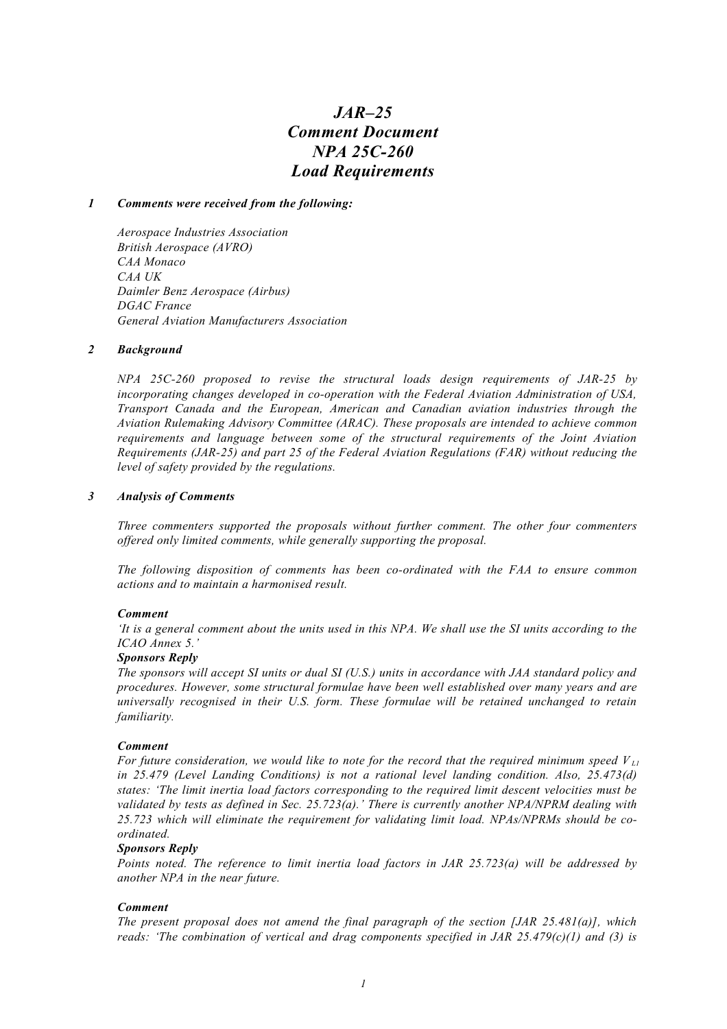# *JAR–25*
# *Comment Document*
# *NPA 25C-260*
# *Load Requirements*

## *1 Comments were received from the following:*

*Aerospace Industries Association*
*British Aerospace (AVRO)*
*CAA Monaco*
*CAA UK*
*Daimler Benz Aerospace (Airbus)*
*DGAC France*
*General Aviation Manufacturers Association*

## *2 Background*

*NPA 25C-260 proposed to revise the structural loads design requirements of JAR-25 by incorporating changes developed in co-operation with the Federal Aviation Administration of USA, Transport Canada and the European, American and Canadian aviation industries through the Aviation Rulemaking Advisory Committee (ARAC). These proposals are intended to achieve common requirements and language between some of the structural requirements of the Joint Aviation Requirements (JAR-25) and part 25 of the Federal Aviation Regulations (FAR) without reducing the level of safety provided by the regulations.*

## *3 Analysis of Comments*

*Three commenters supported the proposals without further comment. The other four commenters offered only limited comments, while generally supporting the proposal.*

*The following disposition of comments has been co-ordinated with the FAA to ensure common actions and to maintain a harmonised result.*

***Comment***

*'It is a general comment about the units used in this NPA. We shall use the SI units according to the ICAO Annex 5.'*

***Sponsors Reply***

*The sponsors will accept SI units or dual SI (U.S.) units in accordance with JAA standard policy and procedures. However, some structural formulae have been well established over many years and are universally recognised in their U.S. form. These formulae will be retained unchanged to retain familiarity.*

***Comment***

*For future consideration, we would like to note for the record that the required minimum speed $V_{L1}$ in 25.479 (Level Landing Conditions) is not a rational level landing condition. Also, 25.473(d) states: 'The limit inertia load factors corresponding to the required limit descent velocities must be validated by tests as defined in Sec. 25.723(a).' There is currently another NPA/NPRM dealing with 25.723 which will eliminate the requirement for validating limit load. NPAs/NPRMs should be co-ordinated.*

***Sponsors Reply***

*Points noted. The reference to limit inertia load factors in JAR 25.723(a) will be addressed by another NPA in the near future.*

***Comment***

*The present proposal does not amend the final paragraph of the section [JAR 25.481(a)], which reads: 'The combination of vertical and drag components specified in JAR 25.479(c)(1) and (3) is*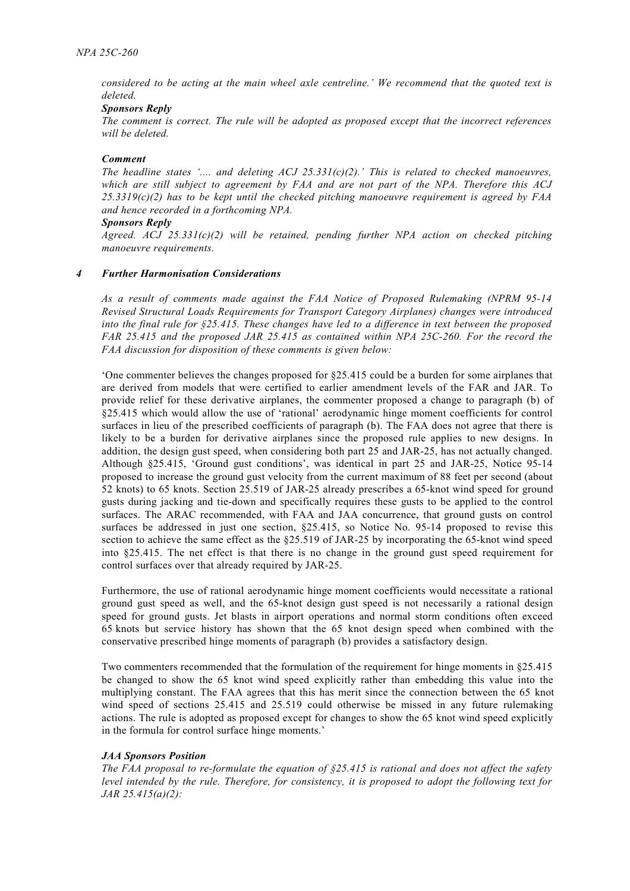*considered to be acting at the main wheel axle centreline.' We recommend that the quoted text is deleted.*

***Sponsors Reply***

*The comment is correct. The rule will be adopted as proposed except that the incorrect references will be deleted.*

***Comment***

*The headline states '.... and deleting ACJ 25.331(c)(2).' This is related to checked manoeuvres, which are still subject to agreement by FAA and are not part of the NPA. Therefore this ACJ 25.3319(c)(2) has to be kept until the checked pitching manoeuvre requirement is agreed by FAA and hence recorded in a forthcoming NPA.*

***Sponsors Reply***

*Agreed. ACJ 25.331(c)(2) will be retained, pending further NPA action on checked pitching manoeuvre requirements.*

## *4 Further Harmonisation Considerations*

*As a result of comments made against the FAA Notice of Proposed Rulemaking (NPRM 95-14 Revised Structural Loads Requirements for Transport Category Airplanes) changes were introduced into the final rule for §25.415. These changes have led to a difference in text between the proposed FAR 25.415 and the proposed JAR 25.415 as contained within NPA 25C-260. For the record the FAA discussion for disposition of these comments is given below:*

'One commenter believes the changes proposed for §25.415 could be a burden for some airplanes that are derived from models that were certified to earlier amendment levels of the FAR and JAR. To provide relief for these derivative airplanes, the commenter proposed a change to paragraph (b) of §25.415 which would allow the use of 'rational' aerodynamic hinge moment coefficients for control surfaces in lieu of the prescribed coefficients of paragraph (b). The FAA does not agree that there is likely to be a burden for derivative airplanes since the proposed rule applies to new designs. In addition, the design gust speed, when considering both part 25 and JAR-25, has not actually changed. Although §25.415, 'Ground gust conditions', was identical in part 25 and JAR-25, Notice 95-14 proposed to increase the ground gust velocity from the current maximum of 88 feet per second (about 52 knots) to 65 knots. Section 25.519 of JAR-25 already prescribes a 65-knot wind speed for ground gusts during jacking and tie-down and specifically requires these gusts to be applied to the control surfaces. The ARAC recommended, with FAA and JAA concurrence, that ground gusts on control surfaces be addressed in just one section, §25.415, so Notice No. 95-14 proposed to revise this section to achieve the same effect as the §25.519 of JAR-25 by incorporating the 65-knot wind speed into §25.415. The net effect is that there is no change in the ground gust speed requirement for control surfaces over that already required by JAR-25.

Furthermore, the use of rational aerodynamic hinge moment coefficients would necessitate a rational ground gust speed as well, and the 65-knot design gust speed is not necessarily a rational design speed for ground gusts. Jet blasts in airport operations and normal storm conditions often exceed 65 knots but service history has shown that the 65 knot design speed when combined with the conservative prescribed hinge moments of paragraph (b) provides a satisfactory design.

Two commenters recommended that the formulation of the requirement for hinge moments in §25.415 be changed to show the 65 knot wind speed explicitly rather than embedding this value into the multiplying constant. The FAA agrees that this has merit since the connection between the 65 knot wind speed of sections 25.415 and 25.519 could otherwise be missed in any future rulemaking actions. The rule is adopted as proposed except for changes to show the 65 knot wind speed explicitly in the formula for control surface hinge moments.'

***JAA Sponsors Position***

*The FAA proposal to re-formulate the equation of §25.415 is rational and does not affect the safety level intended by the rule. Therefore, for consistency, it is proposed to adopt the following text for JAR 25.415(a)(2):*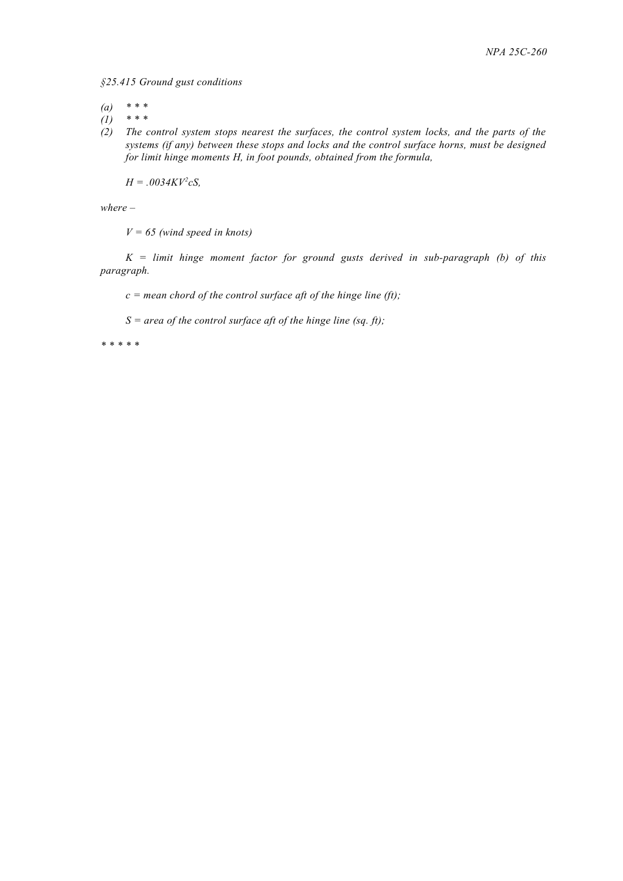*§25.415 Ground gust conditions*

*(a)* * * *

*(1)* * * *

*(2)* *The control system stops nearest the surfaces, the control system locks, and the parts of the systems (if any) between these stops and locks and the control surface horns, must be designed for limit hinge moments H, in foot pounds, obtained from the formula,*

$$H = .0034KV^2cS,$$

*where –*

*V = 65 (wind speed in knots)*

*K = limit hinge moment factor for ground gusts derived in sub-paragraph (b) of this paragraph.*

*c = mean chord of the control surface aft of the hinge line (ft);*

*S = area of the control surface aft of the hinge line (sq. ft);*

* * * * *